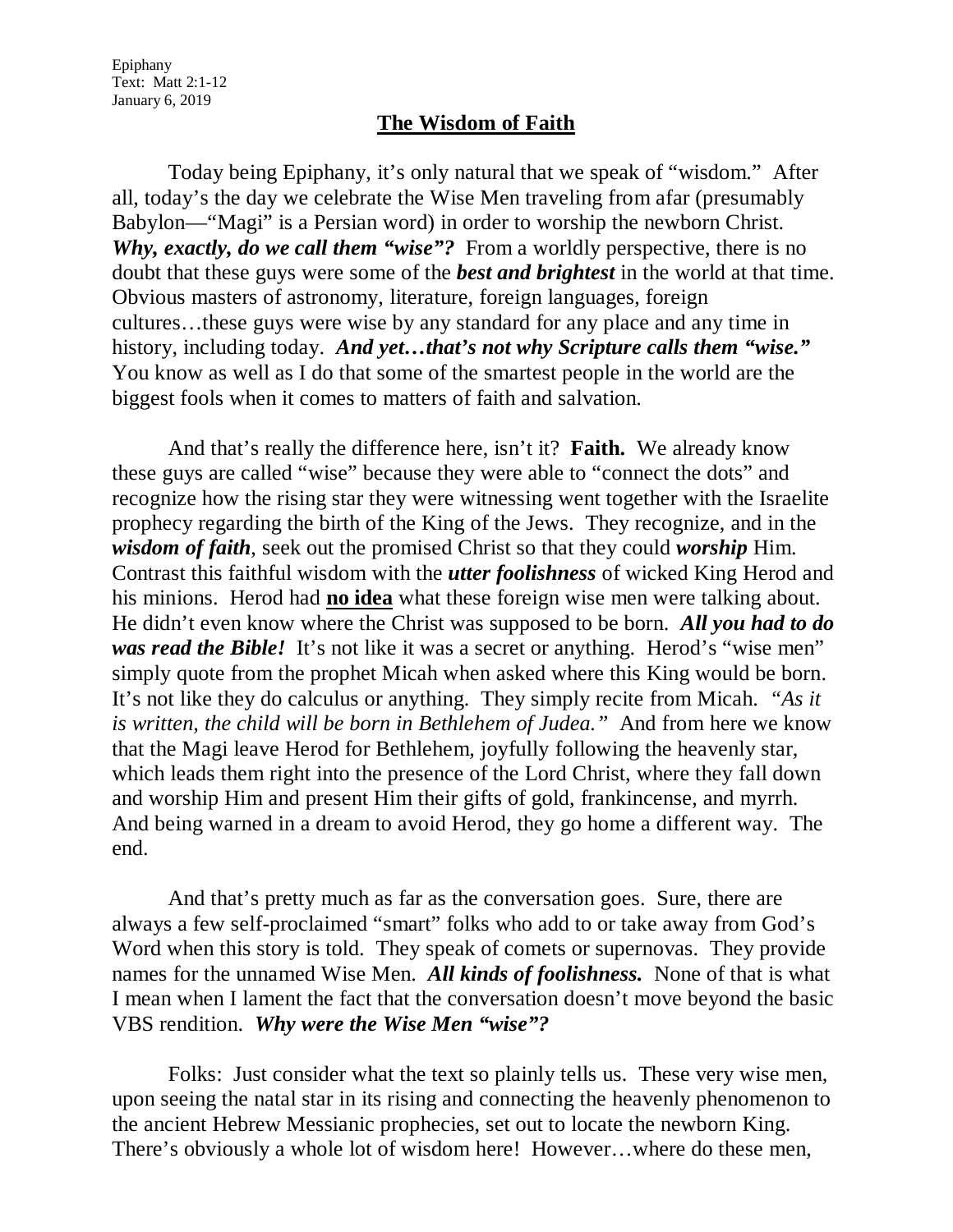Epiphany
Text: Matt 2:1-12
January 6, 2019

## The Wisdom of Faith

Today being Epiphany, it's only natural that we speak of "wisdom." After all, today's the day we celebrate the Wise Men traveling from afar (presumably Babylon—"Magi" is a Persian word) in order to worship the newborn Christ. ***Why, exactly, do we call them "wise"?*** From a worldly perspective, there is no doubt that these guys were some of the ***best and brightest*** in the world at that time. Obvious masters of astronomy, literature, foreign languages, foreign cultures…these guys were wise by any standard for any place and any time in history, including today. ***And yet…that's not why Scripture calls them "wise."*** You know as well as I do that some of the smartest people in the world are the biggest fools when it comes to matters of faith and salvation.

And that's really the difference here, isn't it? **Faith.** We already know these guys are called "wise" because they were able to "connect the dots" and recognize how the rising star they were witnessing went together with the Israelite prophecy regarding the birth of the King of the Jews. They recognize, and in the ***wisdom of faith***, seek out the promised Christ so that they could ***worship*** Him. Contrast this faithful wisdom with the ***utter foolishness*** of wicked King Herod and his minions. Herod had **no idea** what these foreign wise men were talking about. He didn't even know where the Christ was supposed to be born. ***All you had to do was read the Bible!*** It's not like it was a secret or anything. Herod's "wise men" simply quote from the prophet Micah when asked where this King would be born. It's not like they do calculus or anything. They simply recite from Micah. *"As it is written, the child will be born in Bethlehem of Judea."* And from here we know that the Magi leave Herod for Bethlehem, joyfully following the heavenly star, which leads them right into the presence of the Lord Christ, where they fall down and worship Him and present Him their gifts of gold, frankincense, and myrrh. And being warned in a dream to avoid Herod, they go home a different way. The end.

And that's pretty much as far as the conversation goes. Sure, there are always a few self-proclaimed "smart" folks who add to or take away from God's Word when this story is told. They speak of comets or supernovas. They provide names for the unnamed Wise Men. ***All kinds of foolishness.*** None of that is what I mean when I lament the fact that the conversation doesn't move beyond the basic VBS rendition. ***Why were the Wise Men "wise"?***

Folks: Just consider what the text so plainly tells us. These very wise men, upon seeing the natal star in its rising and connecting the heavenly phenomenon to the ancient Hebrew Messianic prophecies, set out to locate the newborn King. There's obviously a whole lot of wisdom here! However…where do these men,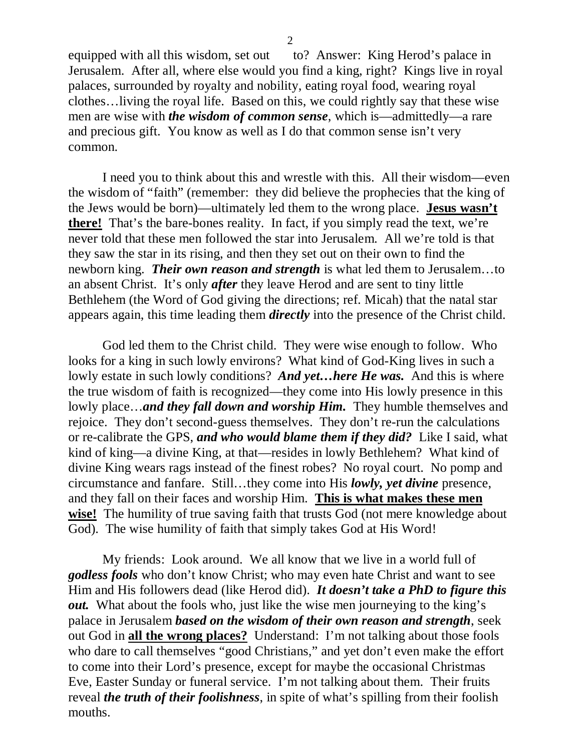equipped with all this wisdom, set out to? Answer: King Herod's palace in Jerusalem. After all, where else would you find a king, right? Kings live in royal palaces, surrounded by royalty and nobility, eating royal food, wearing royal clothes…living the royal life. Based on this, we could rightly say that these wise men are wise with ***the wisdom of common sense***, which is—admittedly—a rare and precious gift. You know as well as I do that common sense isn't very common.

I need you to think about this and wrestle with this. All their wisdom—even the wisdom of "faith" (remember: they did believe the prophecies that the king of the Jews would be born)—ultimately led them to the wrong place. <u>**Jesus wasn't there!**</u> That's the bare-bones reality. In fact, if you simply read the text, we're never told that these men followed the star into Jerusalem. All we're told is that they saw the star in its rising, and then they set out on their own to find the newborn king. ***Their own reason and strength*** is what led them to Jerusalem…to an absent Christ. It's only ***after*** they leave Herod and are sent to tiny little Bethlehem (the Word of God giving the directions; ref. Micah) that the natal star appears again, this time leading them ***directly*** into the presence of the Christ child.

God led them to the Christ child. They were wise enough to follow. Who looks for a king in such lowly environs? What kind of God-King lives in such a lowly estate in such lowly conditions? ***And yet…here He was.*** And this is where the true wisdom of faith is recognized—they come into His lowly presence in this lowly place…***and they fall down and worship Him.*** They humble themselves and rejoice. They don't second-guess themselves. They don't re-run the calculations or re-calibrate the GPS, ***and who would blame them if they did?*** Like I said, what kind of king—a divine King, at that—resides in lowly Bethlehem? What kind of divine King wears rags instead of the finest robes? No royal court. No pomp and circumstance and fanfare. Still…they come into His ***lowly, yet divine*** presence, and they fall on their faces and worship Him. <u>**This is what makes these men wise!**</u> The humility of true saving faith that trusts God (not mere knowledge about God). The wise humility of faith that simply takes God at His Word!

My friends: Look around. We all know that we live in a world full of ***godless fools*** who don't know Christ; who may even hate Christ and want to see Him and His followers dead (like Herod did). ***It doesn't take a PhD to figure this out.*** What about the fools who, just like the wise men journeying to the king's palace in Jerusalem ***based on the wisdom of their own reason and strength***, seek out God in <u>**all the wrong places?**</u> Understand: I'm not talking about those fools who dare to call themselves "good Christians," and yet don't even make the effort to come into their Lord's presence, except for maybe the occasional Christmas Eve, Easter Sunday or funeral service. I'm not talking about them. Their fruits reveal ***the truth of their foolishness***, in spite of what's spilling from their foolish mouths.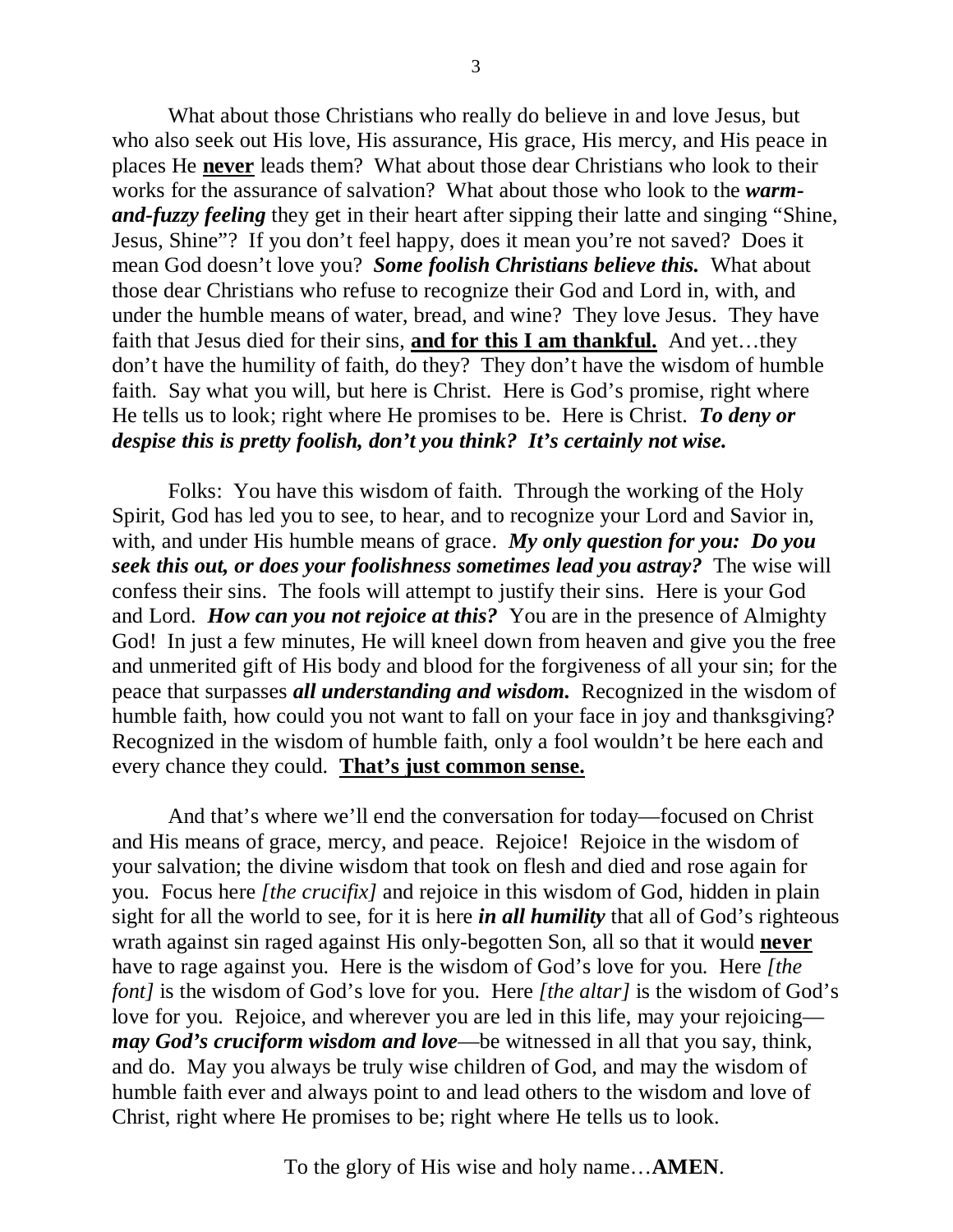What about those Christians who really do believe in and love Jesus, but who also seek out His love, His assurance, His grace, His mercy, and His peace in places He **never** leads them? What about those dear Christians who look to their works for the assurance of salvation? What about those who look to the ***warm-and-fuzzy feeling*** they get in their heart after sipping their latte and singing "Shine, Jesus, Shine"? If you don't feel happy, does it mean you're not saved? Does it mean God doesn't love you? ***Some foolish Christians believe this.*** What about those dear Christians who refuse to recognize their God and Lord in, with, and under the humble means of water, bread, and wine? They love Jesus. They have faith that Jesus died for their sins, **and for this I am thankful.** And yet…they don't have the humility of faith, do they? They don't have the wisdom of humble faith. Say what you will, but here is Christ. Here is God's promise, right where He tells us to look; right where He promises to be. Here is Christ. ***To deny or despise this is pretty foolish, don't you think? It's certainly not wise.***

Folks: You have this wisdom of faith. Through the working of the Holy Spirit, God has led you to see, to hear, and to recognize your Lord and Savior in, with, and under His humble means of grace. ***My only question for you: Do you seek this out, or does your foolishness sometimes lead you astray?*** The wise will confess their sins. The fools will attempt to justify their sins. Here is your God and Lord. ***How can you not rejoice at this?*** You are in the presence of Almighty God! In just a few minutes, He will kneel down from heaven and give you the free and unmerited gift of His body and blood for the forgiveness of all your sin; for the peace that surpasses ***all understanding and wisdom.*** Recognized in the wisdom of humble faith, how could you not want to fall on your face in joy and thanksgiving? Recognized in the wisdom of humble faith, only a fool wouldn't be here each and every chance they could. **That's just common sense.**

And that's where we'll end the conversation for today—focused on Christ and His means of grace, mercy, and peace. Rejoice! Rejoice in the wisdom of your salvation; the divine wisdom that took on flesh and died and rose again for you. Focus here *[the crucifix]* and rejoice in this wisdom of God, hidden in plain sight for all the world to see, for it is here ***in all humility*** that all of God's righteous wrath against sin raged against His only-begotten Son, all so that it would **never** have to rage against you. Here is the wisdom of God's love for you. Here *[the font]* is the wisdom of God's love for you. Here *[the altar]* is the wisdom of God's love for you. Rejoice, and wherever you are led in this life, may your rejoicing—***may God's cruciform wisdom and love***—be witnessed in all that you say, think, and do. May you always be truly wise children of God, and may the wisdom of humble faith ever and always point to and lead others to the wisdom and love of Christ, right where He promises to be; right where He tells us to look.

To the glory of His wise and holy name…**AMEN**.